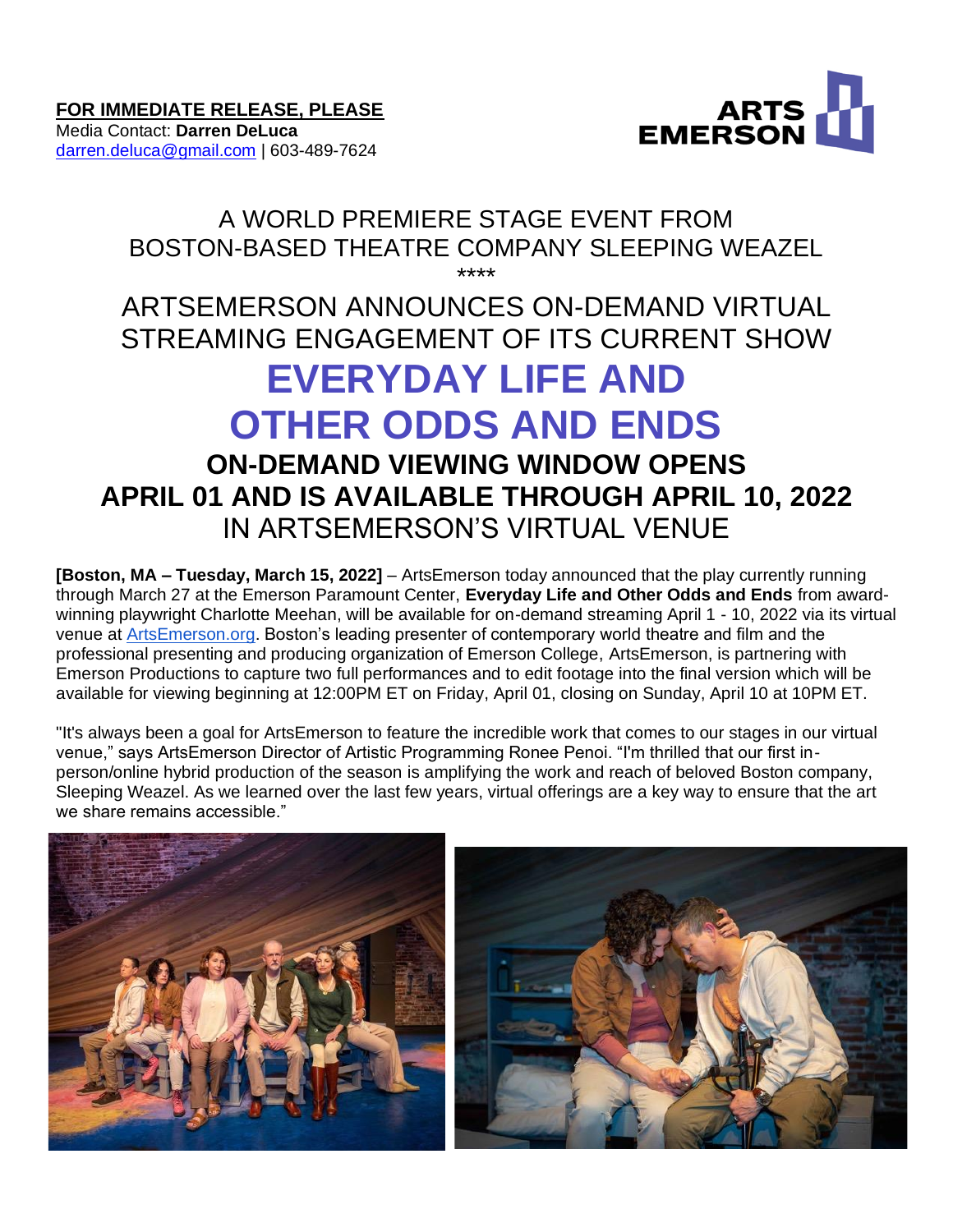**FOR IMMEDIATE RELEASE, PLEASE**
Media Contact: **Darren DeLuca**
darren.deluca@gmail.com | 603-489-7624

ARTS EMERSON

A WORLD PREMIERE STAGE EVENT FROM
BOSTON-BASED THEATRE COMPANY SLEEPING WEAZEL

****

ARTSEMERSON ANNOUNCES ON-DEMAND VIRTUAL STREAMING ENGAGEMENT OF ITS CURRENT SHOW

# EVERYDAY LIFE AND OTHER ODDS AND ENDS

## ON-DEMAND VIEWING WINDOW OPENS APRIL 01 AND IS AVAILABLE THROUGH APRIL 10, 2022

IN ARTSEMERSON'S VIRTUAL VENUE

**[Boston, MA – Tuesday, March 15, 2022]** – ArtsEmerson today announced that the play currently running through March 27 at the Emerson Paramount Center, **Everyday Life and Other Odds and Ends** from award-winning playwright Charlotte Meehan, will be available for on-demand streaming April 1 - 10, 2022 via its virtual venue at ArtsEmerson.org. Boston's leading presenter of contemporary world theatre and film and the professional presenting and producing organization of Emerson College, ArtsEmerson, is partnering with Emerson Productions to capture two full performances and to edit footage into the final version which will be available for viewing beginning at 12:00PM ET on Friday, April 01, closing on Sunday, April 10 at 10PM ET.

"It's always been a goal for ArtsEmerson to feature the incredible work that comes to our stages in our virtual venue," says ArtsEmerson Director of Artistic Programming Ronee Penoi. "I'm thrilled that our first in-person/online hybrid production of the season is amplifying the work and reach of beloved Boston company, Sleeping Weazel. As we learned over the last few years, virtual offerings are a key way to ensure that the art we share remains accessible."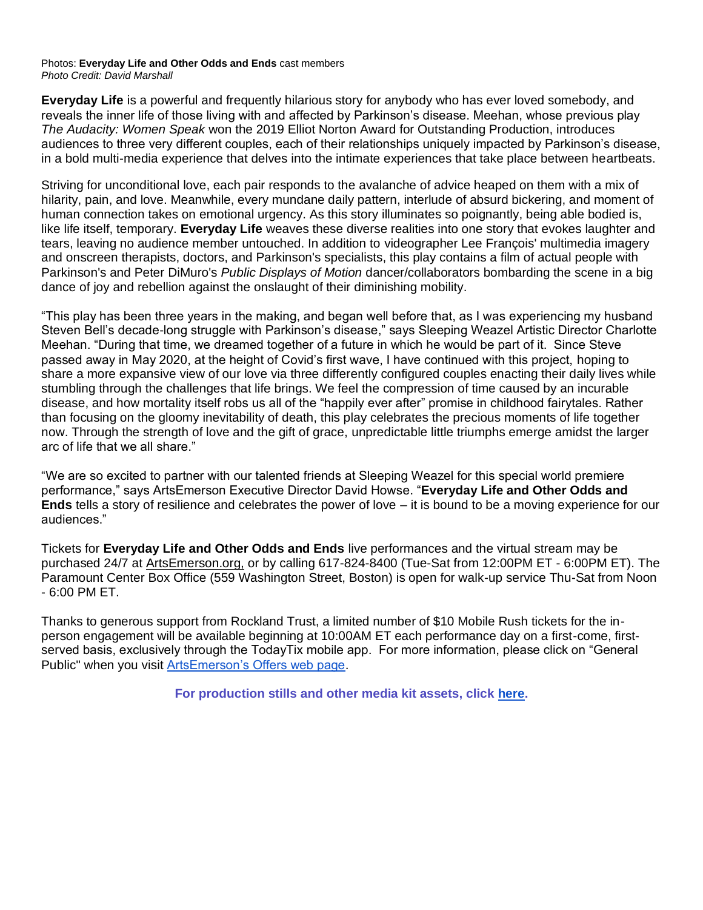Photos: **Everyday Life and Other Odds and Ends** cast members
*Photo Credit: David Marshall*

**Everyday Life** is a powerful and frequently hilarious story for anybody who has ever loved somebody, and reveals the inner life of those living with and affected by Parkinson's disease. Meehan, whose previous play *The Audacity: Women Speak* won the 2019 Elliot Norton Award for Outstanding Production, introduces audiences to three very different couples, each of their relationships uniquely impacted by Parkinson's disease, in a bold multi-media experience that delves into the intimate experiences that take place between heartbeats.

Striving for unconditional love, each pair responds to the avalanche of advice heaped on them with a mix of hilarity, pain, and love. Meanwhile, every mundane daily pattern, interlude of absurd bickering, and moment of human connection takes on emotional urgency. As this story illuminates so poignantly, being able bodied is, like life itself, temporary. **Everyday Life** weaves these diverse realities into one story that evokes laughter and tears, leaving no audience member untouched. In addition to videographer Lee François' multimedia imagery and onscreen therapists, doctors, and Parkinson's specialists, this play contains a film of actual people with Parkinson's and Peter DiMuro's *Public Displays of Motion* dancer/collaborators bombarding the scene in a big dance of joy and rebellion against the onslaught of their diminishing mobility.

"This play has been three years in the making, and began well before that, as I was experiencing my husband Steven Bell's decade-long struggle with Parkinson's disease," says Sleeping Weazel Artistic Director Charlotte Meehan. "During that time, we dreamed together of a future in which he would be part of it. Since Steve passed away in May 2020, at the height of Covid's first wave, I have continued with this project, hoping to share a more expansive view of our love via three differently configured couples enacting their daily lives while stumbling through the challenges that life brings. We feel the compression of time caused by an incurable disease, and how mortality itself robs us all of the "happily ever after" promise in childhood fairytales. Rather than focusing on the gloomy inevitability of death, this play celebrates the precious moments of life together now. Through the strength of love and the gift of grace, unpredictable little triumphs emerge amidst the larger arc of life that we all share."

"We are so excited to partner with our talented friends at Sleeping Weazel for this special world premiere performance," says ArtsEmerson Executive Director David Howse. "**Everyday Life and Other Odds and Ends** tells a story of resilience and celebrates the power of love – it is bound to be a moving experience for our audiences."

Tickets for **Everyday Life and Other Odds and Ends** live performances and the virtual stream may be purchased 24/7 at ArtsEmerson.org, or by calling 617-824-8400 (Tue-Sat from 12:00PM ET - 6:00PM ET). The Paramount Center Box Office (559 Washington Street, Boston) is open for walk-up service Thu-Sat from Noon - 6:00 PM ET.

Thanks to generous support from Rockland Trust, a limited number of $10 Mobile Rush tickets for the in-person engagement will be available beginning at 10:00AM ET each performance day on a first-come, first-served basis, exclusively through the TodayTix mobile app. For more information, please click on "General Public" when you visit ArtsEmerson's Offers web page.

**For production stills and other media kit assets, click here.**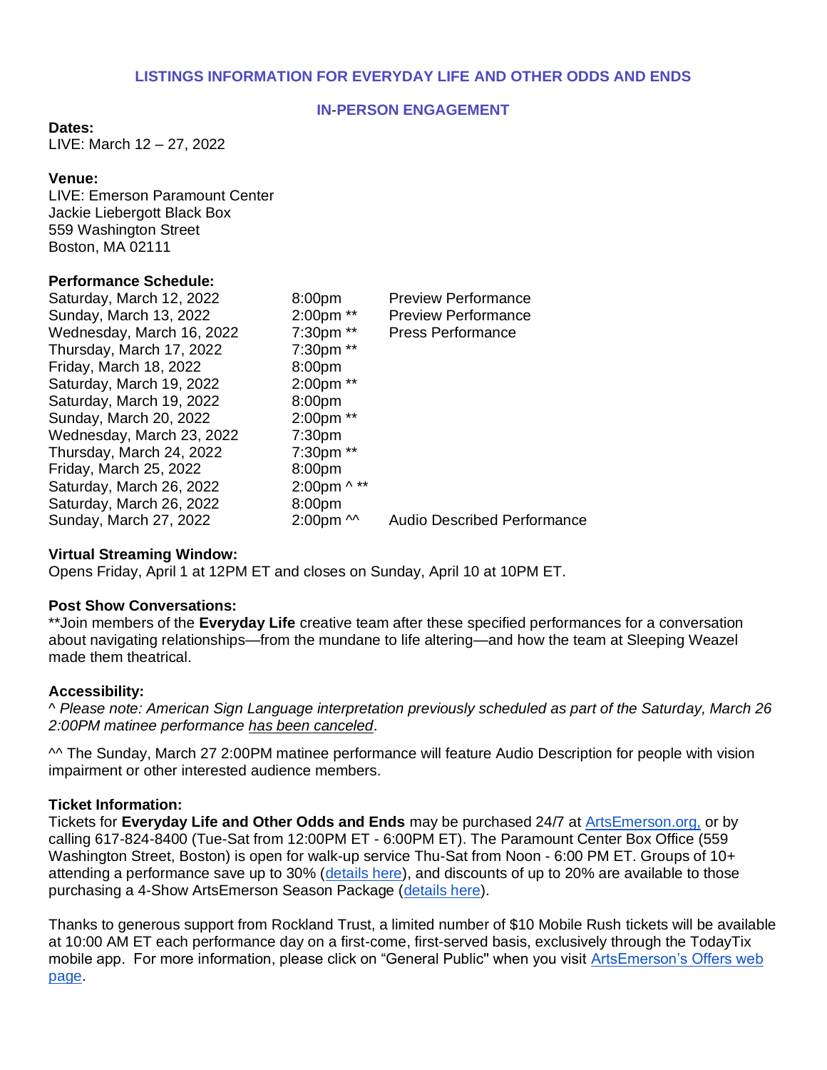## LISTINGS INFORMATION FOR EVERYDAY LIFE AND OTHER ODDS AND ENDS

### IN-PERSON ENGAGEMENT

**Dates:**
LIVE: March 12 – 27, 2022

**Venue:**
LIVE: Emerson Paramount Center
Jackie Liebergott Black Box
559 Washington Street
Boston, MA 02111

**Performance Schedule:**

| | | |
|---|---|---|
| Saturday, March 12, 2022 | 8:00pm | Preview Performance |
| Sunday, March 13, 2022 | 2:00pm ** | Preview Performance |
| Wednesday, March 16, 2022 | 7:30pm ** | Press Performance |
| Thursday, March 17, 2022 | 7:30pm ** | |
| Friday, March 18, 2022 | 8:00pm | |
| Saturday, March 19, 2022 | 2:00pm ** | |
| Saturday, March 19, 2022 | 8:00pm | |
| Sunday, March 20, 2022 | 2:00pm ** | |
| Wednesday, March 23, 2022 | 7:30pm | |
| Thursday, March 24, 2022 | 7:30pm ** | |
| Friday, March 25, 2022 | 8:00pm | |
| Saturday, March 26, 2022 | 2:00pm ^ ** | |
| Saturday, March 26, 2022 | 8:00pm | |
| Sunday, March 27, 2022 | 2:00pm ^^ | Audio Described Performance |

**Virtual Streaming Window:**
Opens Friday, April 1 at 12PM ET and closes on Sunday, April 10 at 10PM ET.

**Post Show Conversations:**
**Join members of the **Everyday Life** creative team after these specified performances for a conversation about navigating relationships—from the mundane to life altering—and how the team at Sleeping Weazel made them theatrical.

**Accessibility:**
^ *Please note: American Sign Language interpretation previously scheduled as part of the Saturday, March 26 2:00PM matinee performance has been canceled*.

^^ The Sunday, March 27 2:00PM matinee performance will feature Audio Description for people with vision impairment or other interested audience members.

**Ticket Information:**
Tickets for **Everyday Life and Other Odds and Ends** may be purchased 24/7 at ArtsEmerson.org, or by calling 617-824-8400 (Tue-Sat from 12:00PM ET - 6:00PM ET). The Paramount Center Box Office (559 Washington Street, Boston) is open for walk-up service Thu-Sat from Noon - 6:00 PM ET. Groups of 10+ attending a performance save up to 30% (details here), and discounts of up to 20% are available to those purchasing a 4-Show ArtsEmerson Season Package (details here).

Thanks to generous support from Rockland Trust, a limited number of $10 Mobile Rush tickets will be available at 10:00 AM ET each performance day on a first-come, first-served basis, exclusively through the TodayTix mobile app. For more information, please click on "General Public" when you visit ArtsEmerson's Offers web page.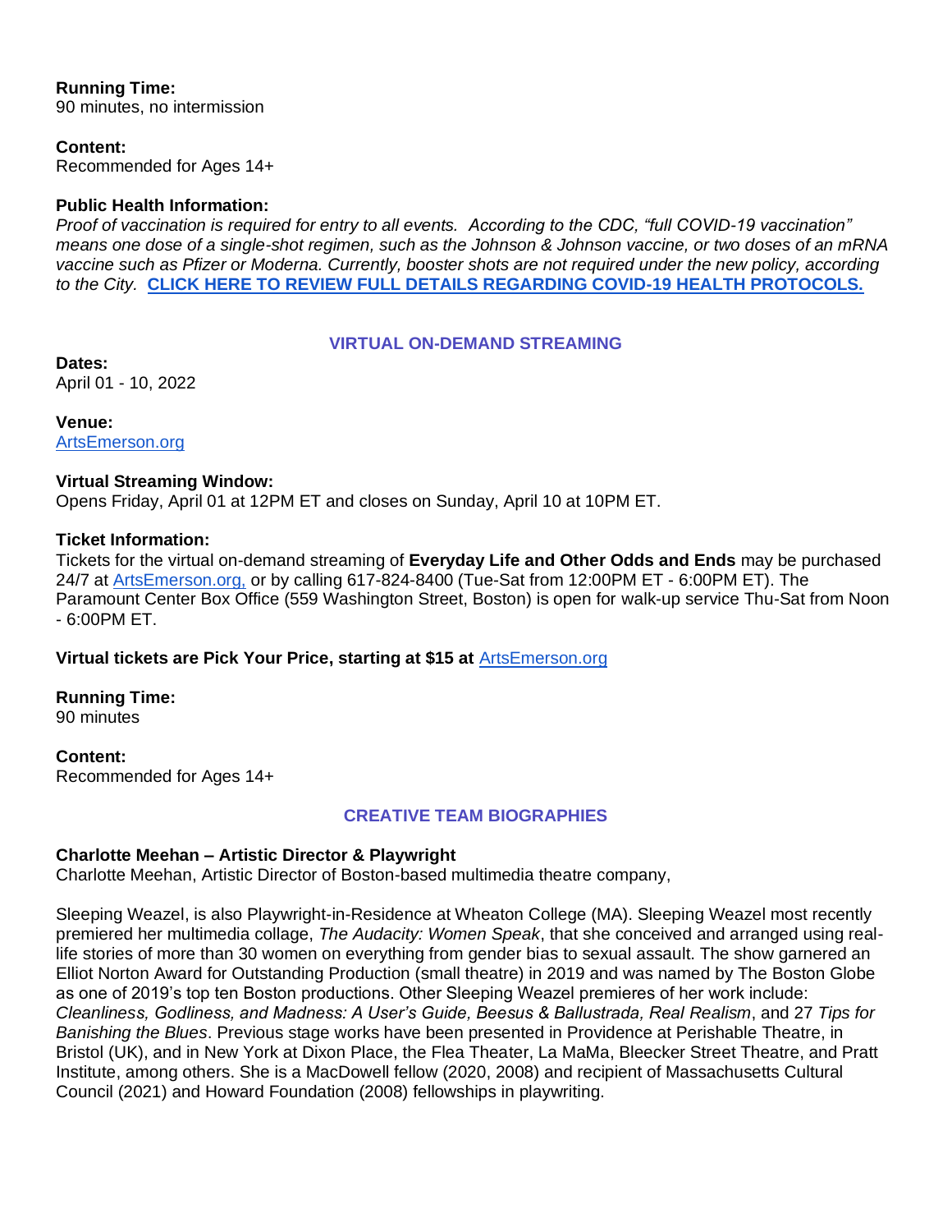**Running Time:**
90 minutes, no intermission

**Content:**
Recommended for Ages 14+

**Public Health Information:**
*Proof of vaccination is required for entry to all events. According to the CDC, "full COVID-19 vaccination" means one dose of a single-shot regimen, such as the Johnson & Johnson vaccine, or two doses of an mRNA vaccine such as Pfizer or Moderna. Currently, booster shots are not required under the new policy, according to the City.* **CLICK HERE TO REVIEW FULL DETAILS REGARDING COVID-19 HEALTH PROTOCOLS.**

## VIRTUAL ON-DEMAND STREAMING

**Dates:**
April 01 - 10, 2022

**Venue:**
ArtsEmerson.org

**Virtual Streaming Window:**
Opens Friday, April 01 at 12PM ET and closes on Sunday, April 10 at 10PM ET.

**Ticket Information:**
Tickets for the virtual on-demand streaming of **Everyday Life and Other Odds and Ends** may be purchased 24/7 at ArtsEmerson.org, or by calling 617-824-8400 (Tue-Sat from 12:00PM ET - 6:00PM ET). The Paramount Center Box Office (559 Washington Street, Boston) is open for walk-up service Thu-Sat from Noon - 6:00PM ET.

**Virtual tickets are Pick Your Price, starting at $15 at** ArtsEmerson.org

**Running Time:**
90 minutes

**Content:**
Recommended for Ages 14+

## CREATIVE TEAM BIOGRAPHIES

**Charlotte Meehan – Artistic Director & Playwright**
Charlotte Meehan, Artistic Director of Boston-based multimedia theatre company,

Sleeping Weazel, is also Playwright-in-Residence at Wheaton College (MA). Sleeping Weazel most recently premiered her multimedia collage, *The Audacity: Women Speak*, that she conceived and arranged using real-life stories of more than 30 women on everything from gender bias to sexual assault. The show garnered an Elliot Norton Award for Outstanding Production (small theatre) in 2019 and was named by The Boston Globe as one of 2019's top ten Boston productions. Other Sleeping Weazel premieres of her work include: *Cleanliness, Godliness, and Madness: A User's Guide, Beesus & Ballustrada, Real Realism*, and 27 *Tips for Banishing the Blues*. Previous stage works have been presented in Providence at Perishable Theatre, in Bristol (UK), and in New York at Dixon Place, the Flea Theater, La MaMa, Bleecker Street Theatre, and Pratt Institute, among others. She is a MacDowell fellow (2020, 2008) and recipient of Massachusetts Cultural Council (2021) and Howard Foundation (2008) fellowships in playwriting.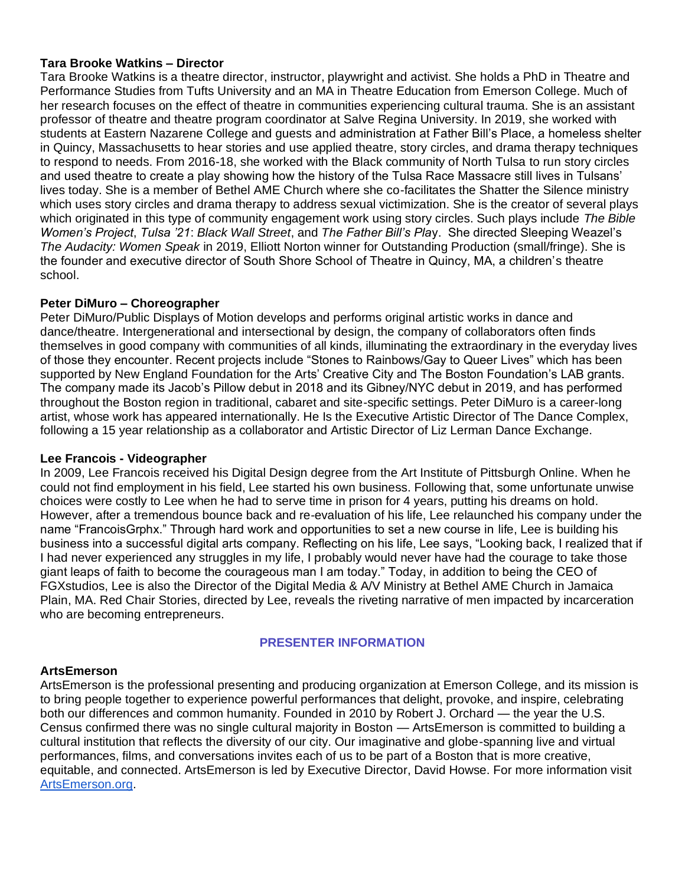**Tara Brooke Watkins – Director**

Tara Brooke Watkins is a theatre director, instructor, playwright and activist. She holds a PhD in Theatre and Performance Studies from Tufts University and an MA in Theatre Education from Emerson College. Much of her research focuses on the effect of theatre in communities experiencing cultural trauma. She is an assistant professor of theatre and theatre program coordinator at Salve Regina University. In 2019, she worked with students at Eastern Nazarene College and guests and administration at Father Bill's Place, a homeless shelter in Quincy, Massachusetts to hear stories and use applied theatre, story circles, and drama therapy techniques to respond to needs. From 2016-18, she worked with the Black community of North Tulsa to run story circles and used theatre to create a play showing how the history of the Tulsa Race Massacre still lives in Tulsans' lives today. She is a member of Bethel AME Church where she co-facilitates the Shatter the Silence ministry which uses story circles and drama therapy to address sexual victimization. She is the creator of several plays which originated in this type of community engagement work using story circles. Such plays include *The Bible Women's Project*, *Tulsa '21*: *Black Wall Street*, and *The Father Bill's Pla*y. She directed Sleeping Weazel's *The Audacity: Women Speak* in 2019, Elliott Norton winner for Outstanding Production (small/fringe). She is the founder and executive director of South Shore School of Theatre in Quincy, MA, a children's theatre school.

**Peter DiMuro – Choreographer**

Peter DiMuro/Public Displays of Motion develops and performs original artistic works in dance and dance/theatre. Intergenerational and intersectional by design, the company of collaborators often finds themselves in good company with communities of all kinds, illuminating the extraordinary in the everyday lives of those they encounter. Recent projects include "Stones to Rainbows/Gay to Queer Lives" which has been supported by New England Foundation for the Arts' Creative City and The Boston Foundation's LAB grants. The company made its Jacob's Pillow debut in 2018 and its Gibney/NYC debut in 2019, and has performed throughout the Boston region in traditional, cabaret and site-specific settings. Peter DiMuro is a career-long artist, whose work has appeared internationally. He Is the Executive Artistic Director of The Dance Complex, following a 15 year relationship as a collaborator and Artistic Director of Liz Lerman Dance Exchange.

**Lee Francois - Videographer**

In 2009, Lee Francois received his Digital Design degree from the Art Institute of Pittsburgh Online. When he could not find employment in his field, Lee started his own business. Following that, some unfortunate unwise choices were costly to Lee when he had to serve time in prison for 4 years, putting his dreams on hold. However, after a tremendous bounce back and re-evaluation of his life, Lee relaunched his company under the name "FrancoisGrphx." Through hard work and opportunities to set a new course in life, Lee is building his business into a successful digital arts company. Reflecting on his life, Lee says, "Looking back, I realized that if I had never experienced any struggles in my life, I probably would never have had the courage to take those giant leaps of faith to become the courageous man I am today." Today, in addition to being the CEO of FGXstudios, Lee is also the Director of the Digital Media & A/V Ministry at Bethel AME Church in Jamaica Plain, MA. Red Chair Stories, directed by Lee, reveals the riveting narrative of men impacted by incarceration who are becoming entrepreneurs.

## PRESENTER INFORMATION

**ArtsEmerson**

ArtsEmerson is the professional presenting and producing organization at Emerson College, and its mission is to bring people together to experience powerful performances that delight, provoke, and inspire, celebrating both our differences and common humanity. Founded in 2010 by Robert J. Orchard — the year the U.S. Census confirmed there was no single cultural majority in Boston — ArtsEmerson is committed to building a cultural institution that reflects the diversity of our city. Our imaginative and globe-spanning live and virtual performances, films, and conversations invites each of us to be part of a Boston that is more creative, equitable, and connected. ArtsEmerson is led by Executive Director, David Howse. For more information visit [ArtsEmerson.org](ArtsEmerson.org).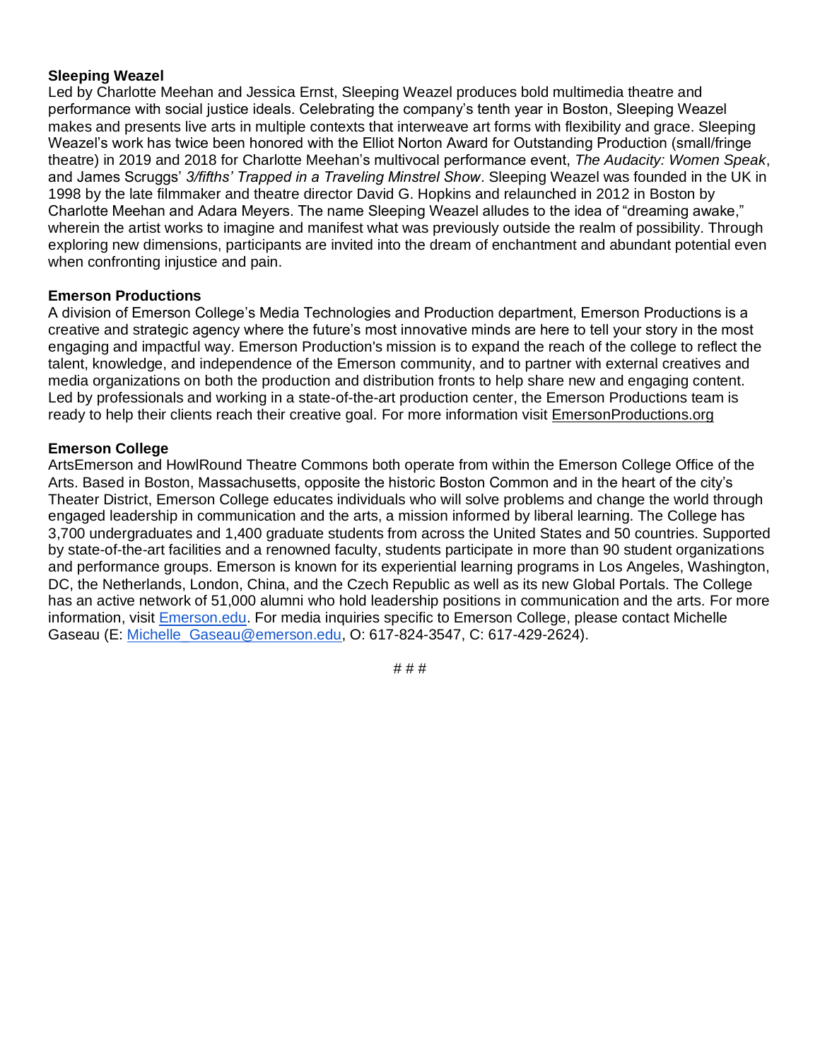**Sleeping Weazel**
Led by Charlotte Meehan and Jessica Ernst, Sleeping Weazel produces bold multimedia theatre and performance with social justice ideals. Celebrating the company's tenth year in Boston, Sleeping Weazel makes and presents live arts in multiple contexts that interweave art forms with flexibility and grace. Sleeping Weazel's work has twice been honored with the Elliot Norton Award for Outstanding Production (small/fringe theatre) in 2019 and 2018 for Charlotte Meehan's multivocal performance event, *The Audacity: Women Speak*, and James Scruggs' *3/fifths' Trapped in a Traveling Minstrel Show*. Sleeping Weazel was founded in the UK in 1998 by the late filmmaker and theatre director David G. Hopkins and relaunched in 2012 in Boston by Charlotte Meehan and Adara Meyers. The name Sleeping Weazel alludes to the idea of "dreaming awake," wherein the artist works to imagine and manifest what was previously outside the realm of possibility. Through exploring new dimensions, participants are invited into the dream of enchantment and abundant potential even when confronting injustice and pain.

**Emerson Productions**
A division of Emerson College's Media Technologies and Production department, Emerson Productions is a creative and strategic agency where the future's most innovative minds are here to tell your story in the most engaging and impactful way. Emerson Production's mission is to expand the reach of the college to reflect the talent, knowledge, and independence of the Emerson community, and to partner with external creatives and media organizations on both the production and distribution fronts to help share new and engaging content. Led by professionals and working in a state-of-the-art production center, the Emerson Productions team is ready to help their clients reach their creative goal. For more information visit EmersonProductions.org

**Emerson College**
ArtsEmerson and HowlRound Theatre Commons both operate from within the Emerson College Office of the Arts. Based in Boston, Massachusetts, opposite the historic Boston Common and in the heart of the city's Theater District, Emerson College educates individuals who will solve problems and change the world through engaged leadership in communication and the arts, a mission informed by liberal learning. The College has 3,700 undergraduates and 1,400 graduate students from across the United States and 50 countries. Supported by state-of-the-art facilities and a renowned faculty, students participate in more than 90 student organizations and performance groups. Emerson is known for its experiential learning programs in Los Angeles, Washington, DC, the Netherlands, London, China, and the Czech Republic as well as its new Global Portals. The College has an active network of 51,000 alumni who hold leadership positions in communication and the arts. For more information, visit Emerson.edu. For media inquiries specific to Emerson College, please contact Michelle Gaseau (E: Michelle_Gaseau@emerson.edu, O: 617-824-3547, C: 617-429-2624).

# # #